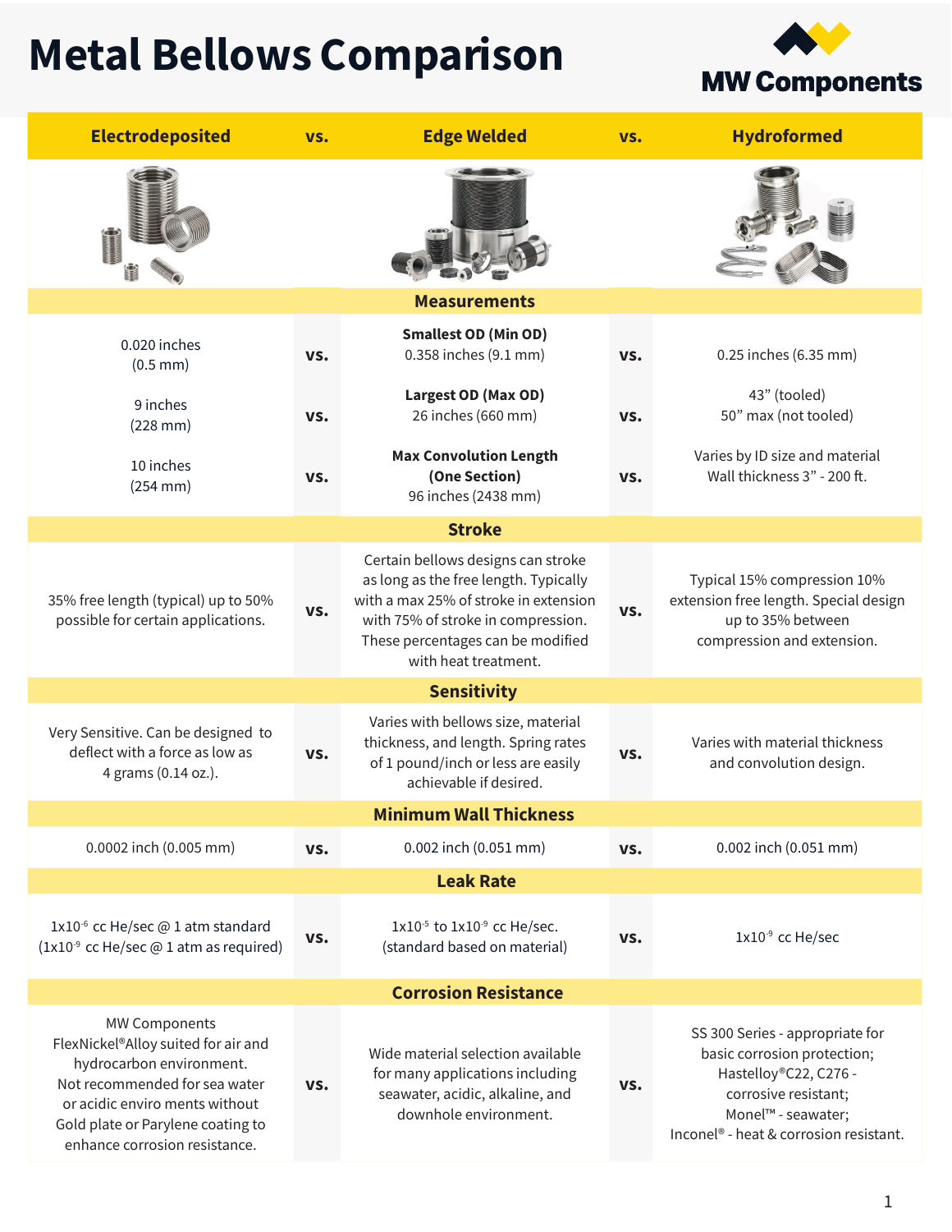# Metal Bellows Comparison

MW Components

| Electrodeposited | vs. | Edge Welded | vs. | Hydroformed |
|---|---|---|---|---|
| | | **Measurements** | | |
| 0.020 inches (0.5 mm) | vs. | **Smallest OD (Min OD)** 0.358 inches (9.1 mm) | vs. | 0.25 inches (6.35 mm) |
| 9 inches (228 mm) | vs. | **Largest OD (Max OD)** 26 inches (660 mm) | vs. | 43" (tooled) 50" max (not tooled) |
| 10 inches (254 mm) | vs. | **Max Convolution Length (One Section)** 96 inches (2438 mm) | vs. | Varies by ID size and material Wall thickness 3" - 200 ft. |
| | | **Stroke** | | |
| 35% free length (typical) up to 50% possible for certain applications. | vs. | Certain bellows designs can stroke as long as the free length. Typically with a max 25% of stroke in extension with 75% of stroke in compression. These percentages can be modified with heat treatment. | vs. | Typical 15% compression 10% extension free length. Special design up to 35% between compression and extension. |
| | | **Sensitivity** | | |
| Very Sensitive. Can be designed to deflect with a force as low as 4 grams (0.14 oz.). | vs. | Varies with bellows size, material thickness, and length. Spring rates of 1 pound/inch or less are easily achievable if desired. | vs. | Varies with material thickness and convolution design. |
| | | **Minimum Wall Thickness** | | |
| 0.0002 inch (0.005 mm) | vs. | 0.002 inch (0.051 mm) | vs. | 0.002 inch (0.051 mm) |
| | | **Leak Rate** | | |
| $1 \times 10^{-6}$ cc He/sec @ 1 atm standard ($1 \times 10^{-9}$ cc He/sec @ 1 atm as required) | vs. | $1 \times 10^{-5}$ to $1 \times 10^{-9}$ cc He/sec. (standard based on material) | vs. | $1 \times 10^{-9}$ cc He/sec |
| | | **Corrosion Resistance** | | |
| MW Components FlexNickel® Alloy suited for air and hydrocarbon environment. Not recommended for sea water or acidic enviro ments without Gold plate or Parylene coating to enhance corrosion resistance. | vs. | Wide material selection available for many applications including seawater, acidic, alkaline, and downhole environment. | vs. | SS 300 Series - appropriate for basic corrosion protection; Hastelloy® C22, C276 - corrosive resistant; Monel™ - seawater; Inconel® - heat & corrosion resistant. |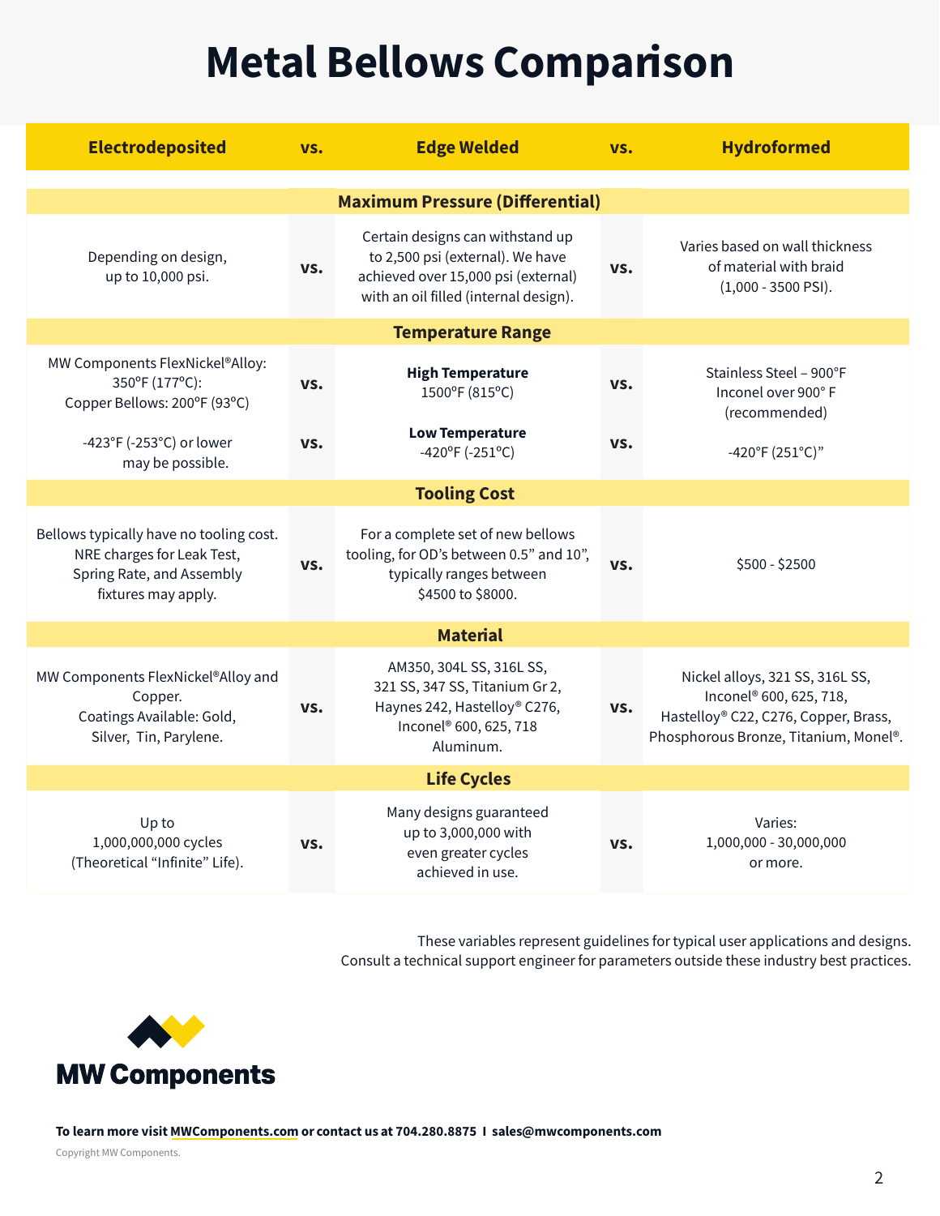# Metal Bellows Comparison

| Electrodeposited | vs. | Edge Welded | vs. | Hydroformed |
|---|---|---|---|---|
| | | **Maximum Pressure (Differential)** | | |
| Depending on design, up to 10,000 psi. | vs. | Certain designs can withstand up to 2,500 psi (external). We have achieved over 15,000 psi (external) with an oil filled (internal design). | vs. | Varies based on wall thickness of material with braid (1,000 - 3500 PSI). |
| | | **Temperature Range** | | |
| MW Components FlexNickel®Alloy: 350ºF (177ºC): Copper Bellows: 200ºF (93ºC) | vs. | **High Temperature** 1500ºF (815ºC) | vs. | Stainless Steel – 900°F Inconel over 900° F (recommended) |
| -423°F (-253°C) or lower may be possible. | vs. | **Low Temperature** -420ºF (-251ºC) | vs. | -420°F (251°C)” |
| | | **Tooling Cost** | | |
| Bellows typically have no tooling cost. NRE charges for Leak Test, Spring Rate, and Assembly fixtures may apply. | vs. | For a complete set of new bellows tooling, for OD’s between 0.5” and 10”, typically ranges between $4500 to $8000. | vs. | $500 - $2500 |
| | | **Material** | | |
| MW Components FlexNickel®Alloy and Copper. Coatings Available: Gold, Silver, Tin, Parylene. | vs. | AM350, 304L SS, 316L SS, 321 SS, 347 SS, Titanium Gr 2, Haynes 242, Hastelloy® C276, Inconel® 600, 625, 718 Aluminum. | vs. | Nickel alloys, 321 SS, 316L SS, Inconel® 600, 625, 718, Hastelloy® C22, C276, Copper, Brass, Phosphorous Bronze, Titanium, Monel®. |
| | | **Life Cycles** | | |
| Up to 1,000,000,000 cycles (Theoretical “Infinite” Life). | vs. | Many designs guaranteed up to 3,000,000 with even greater cycles achieved in use. | vs. | Varies: 1,000,000 - 30,000,000 or more. |

These variables represent guidelines for typical user applications and designs. Consult a technical support engineer for parameters outside these industry best practices.

MW Components

**To learn more visit MWComponents.com or contact us at 704.280.8875 I sales@mwcomponents.com**

Copyright MW Components.